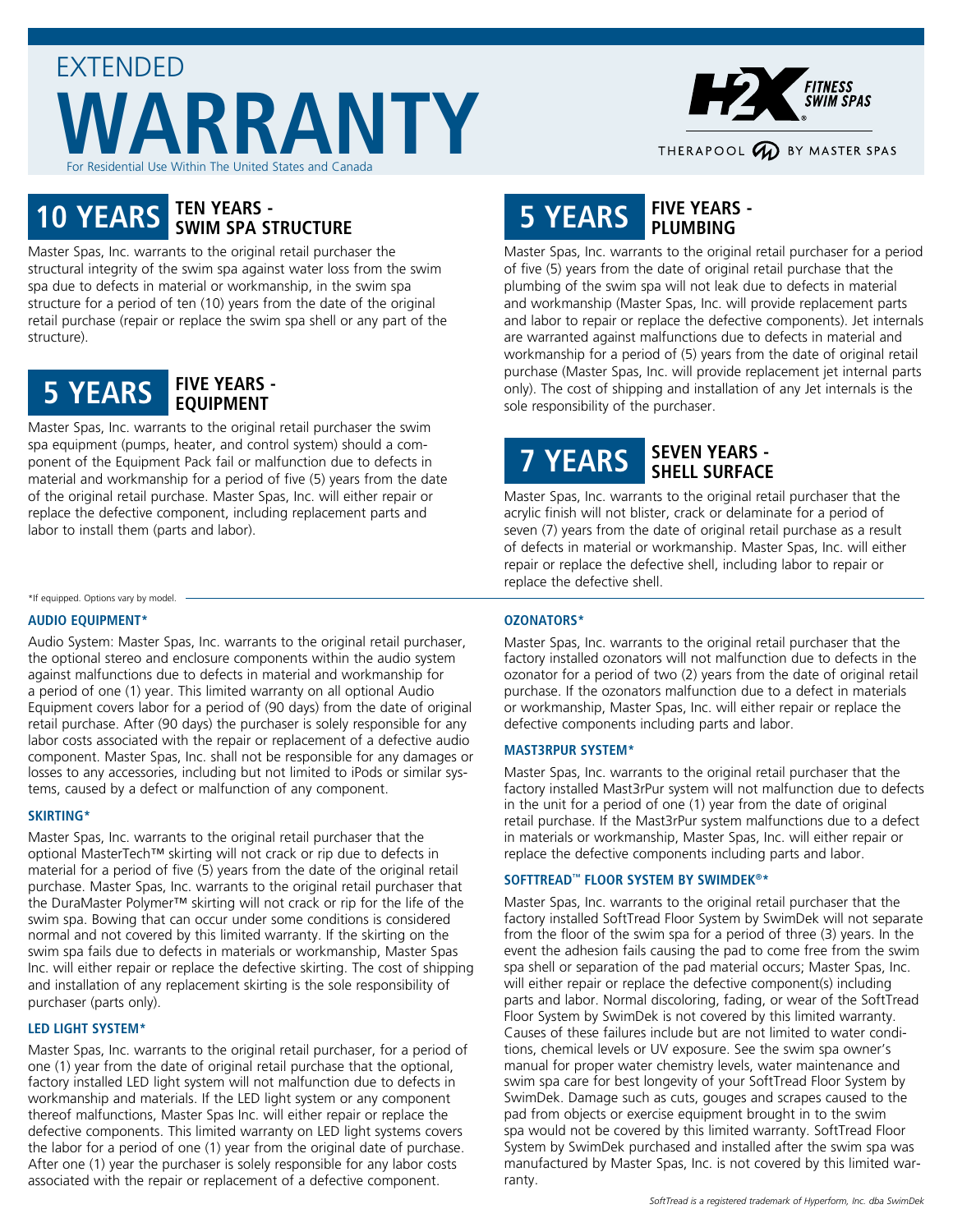# EXTENDED WARRANTY

For Residential Use Within The United States and Canada

H2X FITNESS SWIM SPAS
THERAPOOL BY MASTER SPAS

## 10 YEARS — TEN YEARS - SWIM SPA STRUCTURE

Master Spas, Inc. warrants to the original retail purchaser the structural integrity of the swim spa against water loss from the swim spa due to defects in material or workmanship, in the swim spa structure for a period of ten (10) years from the date of the original retail purchase (repair or replace the swim spa shell or any part of the structure).

## 5 YEARS — FIVE YEARS - EQUIPMENT

Master Spas, Inc. warrants to the original retail purchaser the swim spa equipment (pumps, heater, and control system) should a component of the Equipment Pack fail or malfunction due to defects in material and workmanship for a period of five (5) years from the date of the original retail purchase. Master Spas, Inc. will either repair or replace the defective component, including replacement parts and labor to install them (parts and labor).

## 5 YEARS — FIVE YEARS - PLUMBING

Master Spas, Inc. warrants to the original retail purchaser for a period of five (5) years from the date of original retail purchase that the plumbing of the swim spa will not leak due to defects in material and workmanship (Master Spas, Inc. will provide replacement parts and labor to repair or replace the defective components). Jet internals are warranted against malfunctions due to defects in material and workmanship for a period of (5) years from the date of original retail purchase (Master Spas, Inc. will provide replacement jet internal parts only). The cost of shipping and installation of any Jet internals is the sole responsibility of the purchaser.

## 7 YEARS — SEVEN YEARS - SHELL SURFACE

Master Spas, Inc. warrants to the original retail purchaser that the acrylic finish will not blister, crack or delaminate for a period of seven (7) years from the date of original retail purchase as a result of defects in material or workmanship. Master Spas, Inc. will either repair or replace the defective shell, including labor to repair or replace the defective shell.

*If equipped. Options vary by model.

### AUDIO EQUIPMENT*

Audio System: Master Spas, Inc. warrants to the original retail purchaser, the optional stereo and enclosure components within the audio system against malfunctions due to defects in material and workmanship for a period of one (1) year. This limited warranty on all optional Audio Equipment covers labor for a period of (90 days) from the date of original retail purchase. After (90 days) the purchaser is solely responsible for any labor costs associated with the repair or replacement of a defective audio component. Master Spas, Inc. shall not be responsible for any damages or losses to any accessories, including but not limited to iPods or similar systems, caused by a defect or malfunction of any component.

### SKIRTING*

Master Spas, Inc. warrants to the original retail purchaser that the optional MasterTech™ skirting will not crack or rip due to defects in material for a period of five (5) years from the date of the original retail purchase. Master Spas, Inc. warrants to the original retail purchaser that the DuraMaster Polymer™ skirting will not crack or rip for the life of the swim spa. Bowing that can occur under some conditions is considered normal and not covered by this limited warranty. If the skirting on the swim spa fails due to defects in materials or workmanship, Master Spas Inc. will either repair or replace the defective skirting. The cost of shipping and installation of any replacement skirting is the sole responsibility of purchaser (parts only).

### LED LIGHT SYSTEM*

Master Spas, Inc. warrants to the original retail purchaser, for a period of one (1) year from the date of original retail purchase that the optional, factory installed LED light system will not malfunction due to defects in workmanship and materials. If the LED light system or any component thereof malfunctions, Master Spas Inc. will either repair or replace the defective components. This limited warranty on LED light systems covers the labor for a period of one (1) year from the original date of purchase. After one (1) year the purchaser is solely responsible for any labor costs associated with the repair or replacement of a defective component.

### OZONATORS*

Master Spas, Inc. warrants to the original retail purchaser that the factory installed ozonators will not malfunction due to defects in the ozonator for a period of two (2) years from the date of original retail purchase. If the ozonators malfunction due to a defect in materials or workmanship, Master Spas, Inc. will either repair or replace the defective components including parts and labor.

### MAST3RPUR SYSTEM*

Master Spas, Inc. warrants to the original retail purchaser that the factory installed Mast3rPur system will not malfunction due to defects in the unit for a period of one (1) year from the date of original retail purchase. If the Mast3rPur system malfunctions due to a defect in materials or workmanship, Master Spas, Inc. will either repair or replace the defective components including parts and labor.

### SOFTTREAD™ FLOOR SYSTEM BY SWIMDEK®*

Master Spas, Inc. warrants to the original retail purchaser that the factory installed SoftTread Floor System by SwimDek will not separate from the floor of the swim spa for a period of three (3) years. In the event the adhesion fails causing the pad to come free from the swim spa shell or separation of the pad material occurs; Master Spas, Inc. will either repair or replace the defective component(s) including parts and labor. Normal discoloring, fading, or wear of the SoftTread Floor System by SwimDek is not covered by this limited warranty. Causes of these failures include but are not limited to water conditions, chemical levels or UV exposure. See the swim spa owner's manual for proper water chemistry levels, water maintenance and swim spa care for best longevity of your SoftTread Floor System by SwimDek. Damage such as cuts, gouges and scrapes caused to the pad from objects or exercise equipment brought in to the swim spa would not be covered by this limited warranty. SoftTread Floor System by SwimDek purchased and installed after the swim spa was manufactured by Master Spas, Inc. is not covered by this limited warranty.

*SoftTread is a registered trademark of Hyperform, Inc. dba SwimDek*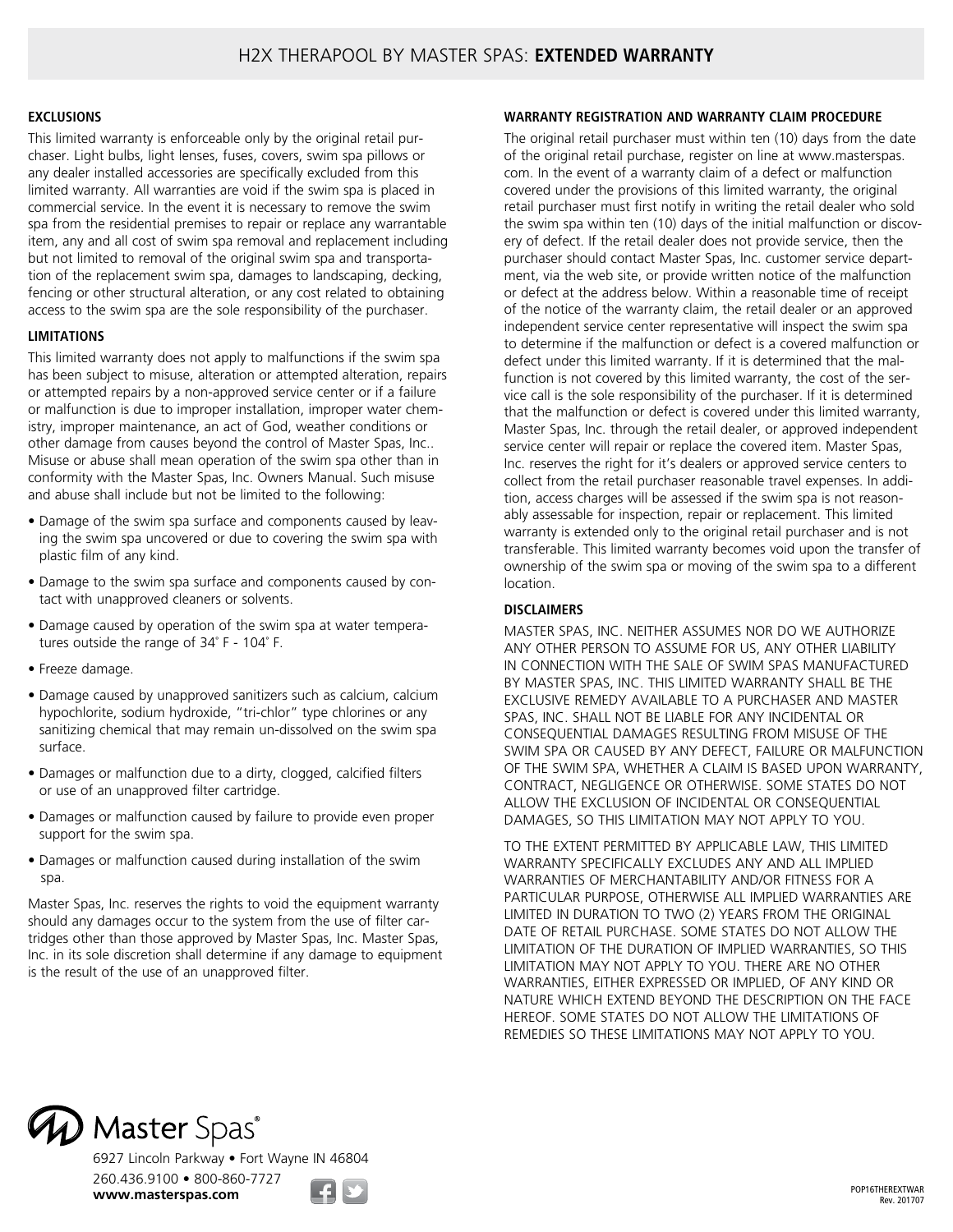# H2X THERAPOOL BY MASTER SPAS: **EXTENDED WARRANTY**

## EXCLUSIONS

This limited warranty is enforceable only by the original retail purchaser. Light bulbs, light lenses, fuses, covers, swim spa pillows or any dealer installed accessories are specifically excluded from this limited warranty. All warranties are void if the swim spa is placed in commercial service. In the event it is necessary to remove the swim spa from the residential premises to repair or replace any warrantable item, any and all cost of swim spa removal and replacement including but not limited to removal of the original swim spa and transportation of the replacement swim spa, damages to landscaping, decking, fencing or other structural alteration, or any cost related to obtaining access to the swim spa are the sole responsibility of the purchaser.

## LIMITATIONS

This limited warranty does not apply to malfunctions if the swim spa has been subject to misuse, alteration or attempted alteration, repairs or attempted repairs by a non-approved service center or if a failure or malfunction is due to improper installation, improper water chemistry, improper maintenance, an act of God, weather conditions or other damage from causes beyond the control of Master Spas, Inc.. Misuse or abuse shall mean operation of the swim spa other than in conformity with the Master Spas, Inc. Owners Manual. Such misuse and abuse shall include but not be limited to the following:

- Damage of the swim spa surface and components caused by leaving the swim spa uncovered or due to covering the swim spa with plastic film of any kind.
- Damage to the swim spa surface and components caused by contact with unapproved cleaners or solvents.
- Damage caused by operation of the swim spa at water temperatures outside the range of 34° F - 104° F.
- Freeze damage.
- Damage caused by unapproved sanitizers such as calcium, calcium hypochlorite, sodium hydroxide, “tri-chlor” type chlorines or any sanitizing chemical that may remain un-dissolved on the swim spa surface.
- Damages or malfunction due to a dirty, clogged, calcified filters or use of an unapproved filter cartridge.
- Damages or malfunction caused by failure to provide even proper support for the swim spa.
- Damages or malfunction caused during installation of the swim spa.

Master Spas, Inc. reserves the rights to void the equipment warranty should any damages occur to the system from the use of filter cartridges other than those approved by Master Spas, Inc. Master Spas, Inc. in its sole discretion shall determine if any damage to equipment is the result of the use of an unapproved filter.

## WARRANTY REGISTRATION AND WARRANTY CLAIM PROCEDURE

The original retail purchaser must within ten (10) days from the date of the original retail purchase, register on line at www.masterspas.com. In the event of a warranty claim of a defect or malfunction covered under the provisions of this limited warranty, the original retail purchaser must first notify in writing the retail dealer who sold the swim spa within ten (10) days of the initial malfunction or discovery of defect. If the retail dealer does not provide service, then the purchaser should contact Master Spas, Inc. customer service department, via the web site, or provide written notice of the malfunction or defect at the address below. Within a reasonable time of receipt of the notice of the warranty claim, the retail dealer or an approved independent service center representative will inspect the swim spa to determine if the malfunction or defect is a covered malfunction or defect under this limited warranty. If it is determined that the malfunction is not covered by this limited warranty, the cost of the service call is the sole responsibility of the purchaser. If it is determined that the malfunction or defect is covered under this limited warranty, Master Spas, Inc. through the retail dealer, or approved independent service center will repair or replace the covered item. Master Spas, Inc. reserves the right for it’s dealers or approved service centers to collect from the retail purchaser reasonable travel expenses. In addition, access charges will be assessed if the swim spa is not reasonably assessable for inspection, repair or replacement. This limited warranty is extended only to the original retail purchaser and is not transferable. This limited warranty becomes void upon the transfer of ownership of the swim spa or moving of the swim spa to a different location.

## DISCLAIMERS

MASTER SPAS, INC. NEITHER ASSUMES NOR DO WE AUTHORIZE ANY OTHER PERSON TO ASSUME FOR US, ANY OTHER LIABILITY IN CONNECTION WITH THE SALE OF SWIM SPAS MANUFACTURED BY MASTER SPAS, INC. THIS LIMITED WARRANTY SHALL BE THE EXCLUSIVE REMEDY AVAILABLE TO A PURCHASER AND MASTER SPAS, INC. SHALL NOT BE LIABLE FOR ANY INCIDENTAL OR CONSEQUENTIAL DAMAGES RESULTING FROM MISUSE OF THE SWIM SPA OR CAUSED BY ANY DEFECT, FAILURE OR MALFUNCTION OF THE SWIM SPA, WHETHER A CLAIM IS BASED UPON WARRANTY, CONTRACT, NEGLIGENCE OR OTHERWISE. SOME STATES DO NOT ALLOW THE EXCLUSION OF INCIDENTAL OR CONSEQUENTIAL DAMAGES, SO THIS LIMITATION MAY NOT APPLY TO YOU.

TO THE EXTENT PERMITTED BY APPLICABLE LAW, THIS LIMITED WARRANTY SPECIFICALLY EXCLUDES ANY AND ALL IMPLIED WARRANTIES OF MERCHANTABILITY AND/OR FITNESS FOR A PARTICULAR PURPOSE, OTHERWISE ALL IMPLIED WARRANTIES ARE LIMITED IN DURATION TO TWO (2) YEARS FROM THE ORIGINAL DATE OF RETAIL PURCHASE. SOME STATES DO NOT ALLOW THE LIMITATION OF THE DURATION OF IMPLIED WARRANTIES, SO THIS LIMITATION MAY NOT APPLY TO YOU. THERE ARE NO OTHER WARRANTIES, EITHER EXPRESSED OR IMPLIED, OF ANY KIND OR NATURE WHICH EXTEND BEYOND THE DESCRIPTION ON THE FACE HEREOF. SOME STATES DO NOT ALLOW THE LIMITATIONS OF REMEDIES SO THESE LIMITATIONS MAY NOT APPLY TO YOU.

Master Spas®

6927 Lincoln Parkway • Fort Wayne IN 46804

260.436.9100 • 800-860-7727

**www.masterspas.com**

POP16THEREXTWAR
Rev. 201707